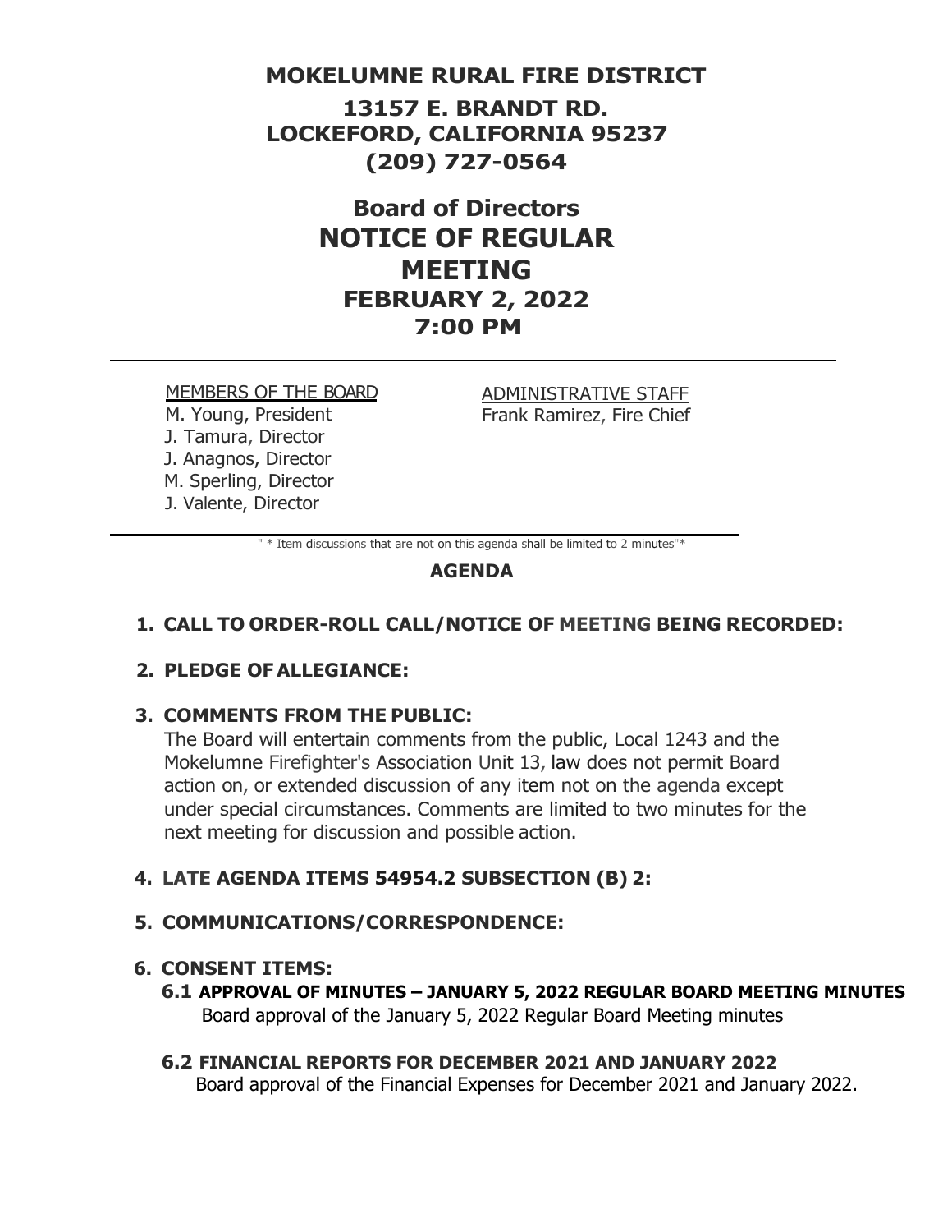# MOKELUMNE RURAL FIRE DISTRICT

**13157 E. BRANDT RD.**
**LOCKEFORD, CALIFORNIA 95237**
**(209) 727-0564**

## Board of Directors
## NOTICE OF REGULAR MEETING
### FEBRUARY 2, 2022
### 7:00 PM

---

<u>MEMBERS OF THE BOARD</u>
M. Young, President
J. Tamura, Director
J. Anagnos, Director
M. Sperling, Director
J. Valente, Director

<u>ADMINISTRATIVE STAFF</u>
Frank Ramirez, Fire Chief

---

" * Item discussions that are not on this agenda shall be limited to 2 minutes"*

### AGENDA

**1. CALL TO ORDER-ROLL CALL/NOTICE OF MEETING BEING RECORDED:**

**2. PLEDGE OF ALLEGIANCE:**

**3. COMMENTS FROM THE PUBLIC:**
The Board will entertain comments from the public, Local 1243 and the Mokelumne Firefighter's Association Unit 13, law does not permit Board action on, or extended discussion of any item not on the agenda except under special circumstances. Comments are limited to two minutes for the next meeting for discussion and possible action.

**4. LATE AGENDA ITEMS 54954.2 SUBSECTION (B) 2:**

**5. COMMUNICATIONS/CORRESPONDENCE:**

**6. CONSENT ITEMS:**

**6.1 APPROVAL OF MINUTES – JANUARY 5, 2022 REGULAR BOARD MEETING MINUTES**
Board approval of the January 5, 2022 Regular Board Meeting minutes

**6.2 FINANCIAL REPORTS FOR DECEMBER 2021 AND JANUARY 2022**
Board approval of the Financial Expenses for December 2021 and January 2022.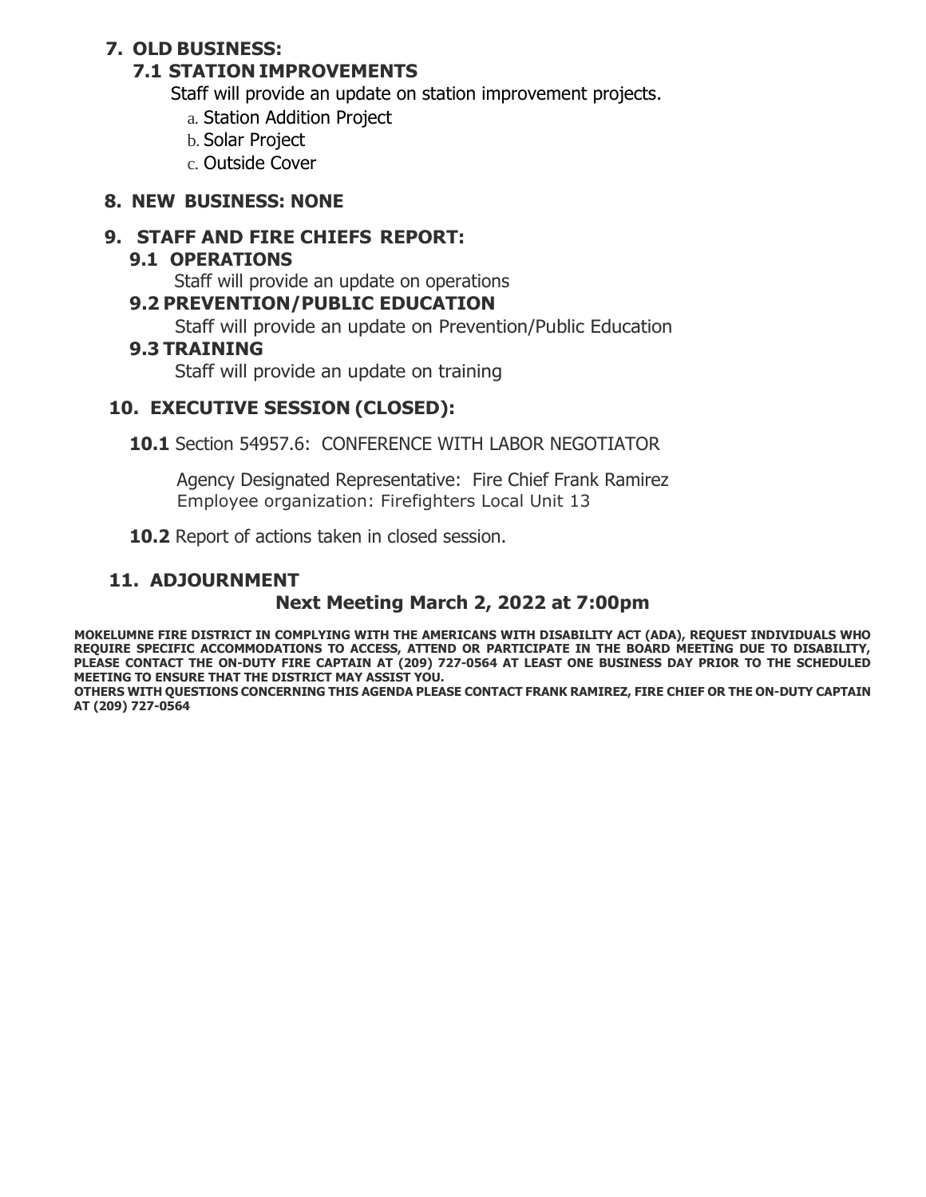## 7. OLD BUSINESS:

### 7.1 STATION IMPROVEMENTS

Staff will provide an update on station improvement projects.

a. Station Addition Project
b. Solar Project
c. Outside Cover

## 8. NEW BUSINESS: NONE

## 9. STAFF AND FIRE CHIEFS REPORT:

### 9.1 OPERATIONS

Staff will provide an update on operations

### 9.2 PREVENTION/PUBLIC EDUCATION

Staff will provide an update on Prevention/Public Education

### 9.3 TRAINING

Staff will provide an update on training

## 10. EXECUTIVE SESSION (CLOSED):

**10.1** Section 54957.6: CONFERENCE WITH LABOR NEGOTIATOR

Agency Designated Representative: Fire Chief Frank Ramirez
Employee organization: Firefighters Local Unit 13

**10.2** Report of actions taken in closed session.

## 11. ADJOURNMENT

**Next Meeting March 2, 2022 at 7:00pm**

**MOKELUMNE FIRE DISTRICT IN COMPLYING WITH THE AMERICANS WITH DISABILITY ACT (ADA), REQUEST INDIVIDUALS WHO REQUIRE SPECIFIC ACCOMMODATIONS TO ACCESS, ATTEND OR PARTICIPATE IN THE BOARD MEETING DUE TO DISABILITY, PLEASE CONTACT THE ON-DUTY FIRE CAPTAIN AT (209) 727-0564 AT LEAST ONE BUSINESS DAY PRIOR TO THE SCHEDULED MEETING TO ENSURE THAT THE DISTRICT MAY ASSIST YOU.**
**OTHERS WITH QUESTIONS CONCERNING THIS AGENDA PLEASE CONTACT FRANK RAMIREZ, FIRE CHIEF OR THE ON-DUTY CAPTAIN AT (209) 727-0564**